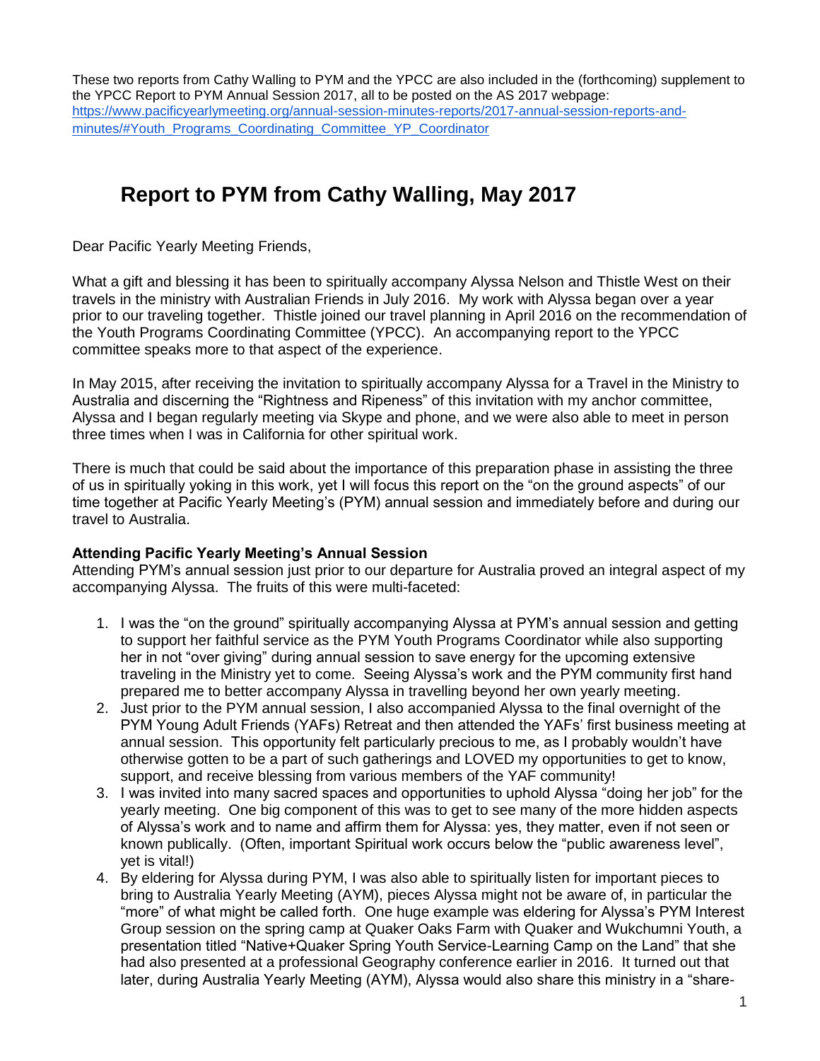These two reports from Cathy Walling to PYM and the YPCC are also included in the (forthcoming) supplement to the YPCC Report to PYM Annual Session 2017, all to be posted on the AS 2017 webpage: [https://www.pacificyearlymeeting.org/annual-session-minutes-reports/2017-annual-session-reports-and-minutes/#Youth_Programs_Coordinating_Committee_YP_Coordinator](https://www.pacificyearlymeeting.org/annual-session-minutes-reports/2017-annual-session-reports-and-minutes/#Youth_Programs_Coordinating_Committee_YP_Coordinator)

# Report to PYM from Cathy Walling, May 2017

Dear Pacific Yearly Meeting Friends,

What a gift and blessing it has been to spiritually accompany Alyssa Nelson and Thistle West on their travels in the ministry with Australian Friends in July 2016. My work with Alyssa began over a year prior to our traveling together. Thistle joined our travel planning in April 2016 on the recommendation of the Youth Programs Coordinating Committee (YPCC). An accompanying report to the YPCC committee speaks more to that aspect of the experience.

In May 2015, after receiving the invitation to spiritually accompany Alyssa for a Travel in the Ministry to Australia and discerning the "Rightness and Ripeness" of this invitation with my anchor committee, Alyssa and I began regularly meeting via Skype and phone, and we were also able to meet in person three times when I was in California for other spiritual work.

There is much that could be said about the importance of this preparation phase in assisting the three of us in spiritually yoking in this work, yet I will focus this report on the "on the ground aspects" of our time together at Pacific Yearly Meeting's (PYM) annual session and immediately before and during our travel to Australia.

**Attending Pacific Yearly Meeting's Annual Session**

Attending PYM's annual session just prior to our departure for Australia proved an integral aspect of my accompanying Alyssa. The fruits of this were multi-faceted:

1. I was the "on the ground" spiritually accompanying Alyssa at PYM's annual session and getting to support her faithful service as the PYM Youth Programs Coordinator while also supporting her in not "over giving" during annual session to save energy for the upcoming extensive traveling in the Ministry yet to come. Seeing Alyssa's work and the PYM community first hand prepared me to better accompany Alyssa in travelling beyond her own yearly meeting.
2. Just prior to the PYM annual session, I also accompanied Alyssa to the final overnight of the PYM Young Adult Friends (YAFs) Retreat and then attended the YAFs' first business meeting at annual session. This opportunity felt particularly precious to me, as I probably wouldn't have otherwise gotten to be a part of such gatherings and LOVED my opportunities to get to know, support, and receive blessing from various members of the YAF community!
3. I was invited into many sacred spaces and opportunities to uphold Alyssa "doing her job" for the yearly meeting. One big component of this was to get to see many of the more hidden aspects of Alyssa's work and to name and affirm them for Alyssa: yes, they matter, even if not seen or known publically. (Often, important Spiritual work occurs below the "public awareness level", yet is vital!)
4. By eldering for Alyssa during PYM, I was also able to spiritually listen for important pieces to bring to Australia Yearly Meeting (AYM), pieces Alyssa might not be aware of, in particular the "more" of what might be called forth. One huge example was eldering for Alyssa's PYM Interest Group session on the spring camp at Quaker Oaks Farm with Quaker and Wukchumni Youth, a presentation titled "Native+Quaker Spring Youth Service-Learning Camp on the Land" that she had also presented at a professional Geography conference earlier in 2016. It turned out that later, during Australia Yearly Meeting (AYM), Alyssa would also share this ministry in a "share-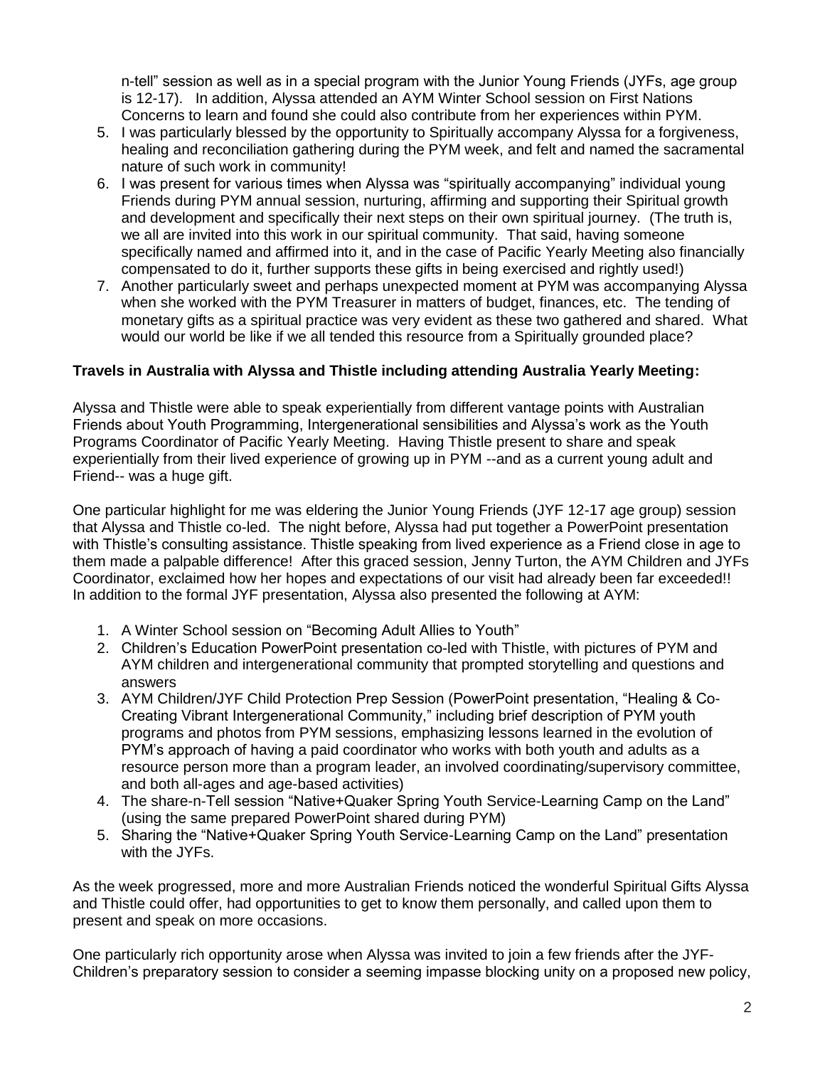n-tell" session as well as in a special program with the Junior Young Friends (JYFs, age group is 12-17). In addition, Alyssa attended an AYM Winter School session on First Nations Concerns to learn and found she could also contribute from her experiences within PYM.

5. I was particularly blessed by the opportunity to Spiritually accompany Alyssa for a forgiveness, healing and reconciliation gathering during the PYM week, and felt and named the sacramental nature of such work in community!
6. I was present for various times when Alyssa was "spiritually accompanying" individual young Friends during PYM annual session, nurturing, affirming and supporting their Spiritual growth and development and specifically their next steps on their own spiritual journey. (The truth is, we all are invited into this work in our spiritual community. That said, having someone specifically named and affirmed into it, and in the case of Pacific Yearly Meeting also financially compensated to do it, further supports these gifts in being exercised and rightly used!)
7. Another particularly sweet and perhaps unexpected moment at PYM was accompanying Alyssa when she worked with the PYM Treasurer in matters of budget, finances, etc. The tending of monetary gifts as a spiritual practice was very evident as these two gathered and shared. What would our world be like if we all tended this resource from a Spiritually grounded place?

**Travels in Australia with Alyssa and Thistle including attending Australia Yearly Meeting:**

Alyssa and Thistle were able to speak experientially from different vantage points with Australian Friends about Youth Programming, Intergenerational sensibilities and Alyssa's work as the Youth Programs Coordinator of Pacific Yearly Meeting. Having Thistle present to share and speak experientially from their lived experience of growing up in PYM --and as a current young adult and Friend-- was a huge gift.

One particular highlight for me was eldering the Junior Young Friends (JYF 12-17 age group) session that Alyssa and Thistle co-led. The night before, Alyssa had put together a PowerPoint presentation with Thistle's consulting assistance. Thistle speaking from lived experience as a Friend close in age to them made a palpable difference! After this graced session, Jenny Turton, the AYM Children and JYFs Coordinator, exclaimed how her hopes and expectations of our visit had already been far exceeded!! In addition to the formal JYF presentation, Alyssa also presented the following at AYM:

1. A Winter School session on "Becoming Adult Allies to Youth"
2. Children's Education PowerPoint presentation co-led with Thistle, with pictures of PYM and AYM children and intergenerational community that prompted storytelling and questions and answers
3. AYM Children/JYF Child Protection Prep Session (PowerPoint presentation, "Healing & Co-Creating Vibrant Intergenerational Community," including brief description of PYM youth programs and photos from PYM sessions, emphasizing lessons learned in the evolution of PYM's approach of having a paid coordinator who works with both youth and adults as a resource person more than a program leader, an involved coordinating/supervisory committee, and both all-ages and age-based activities)
4. The share-n-Tell session "Native+Quaker Spring Youth Service-Learning Camp on the Land" (using the same prepared PowerPoint shared during PYM)
5. Sharing the "Native+Quaker Spring Youth Service-Learning Camp on the Land" presentation with the JYFs.

As the week progressed, more and more Australian Friends noticed the wonderful Spiritual Gifts Alyssa and Thistle could offer, had opportunities to get to know them personally, and called upon them to present and speak on more occasions.

One particularly rich opportunity arose when Alyssa was invited to join a few friends after the JYF-Children's preparatory session to consider a seeming impasse blocking unity on a proposed new policy,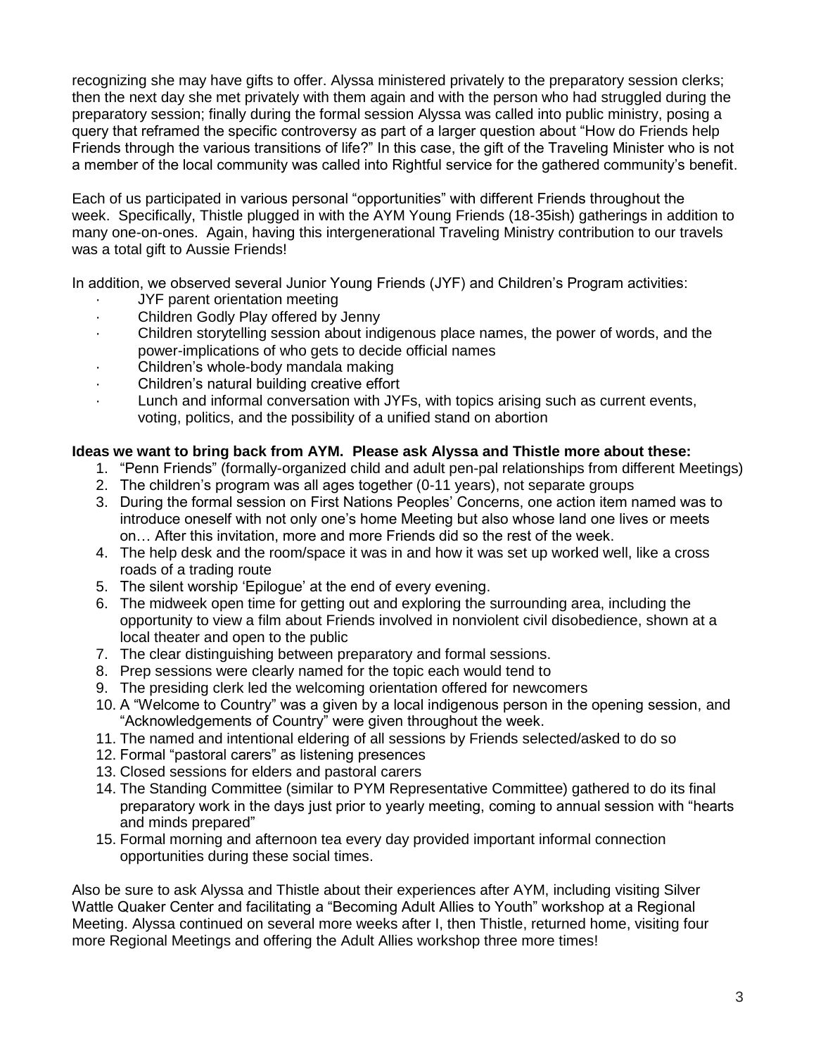recognizing she may have gifts to offer. Alyssa ministered privately to the preparatory session clerks; then the next day she met privately with them again and with the person who had struggled during the preparatory session; finally during the formal session Alyssa was called into public ministry, posing a query that reframed the specific controversy as part of a larger question about "How do Friends help Friends through the various transitions of life?" In this case, the gift of the Traveling Minister who is not a member of the local community was called into Rightful service for the gathered community's benefit.

Each of us participated in various personal "opportunities" with different Friends throughout the week. Specifically, Thistle plugged in with the AYM Young Friends (18-35ish) gatherings in addition to many one-on-ones. Again, having this intergenerational Traveling Ministry contribution to our travels was a total gift to Aussie Friends!

In addition, we observed several Junior Young Friends (JYF) and Children's Program activities:

- JYF parent orientation meeting
- Children Godly Play offered by Jenny
- Children storytelling session about indigenous place names, the power of words, and the power-implications of who gets to decide official names
- Children's whole-body mandala making
- Children's natural building creative effort
- Lunch and informal conversation with JYFs, with topics arising such as current events, voting, politics, and the possibility of a unified stand on abortion

**Ideas we want to bring back from AYM. Please ask Alyssa and Thistle more about these:**

1. "Penn Friends" (formally-organized child and adult pen-pal relationships from different Meetings)
2. The children's program was all ages together (0-11 years), not separate groups
3. During the formal session on First Nations Peoples' Concerns, one action item named was to introduce oneself with not only one's home Meeting but also whose land one lives or meets on… After this invitation, more and more Friends did so the rest of the week.
4. The help desk and the room/space it was in and how it was set up worked well, like a cross roads of a trading route
5. The silent worship 'Epilogue' at the end of every evening.
6. The midweek open time for getting out and exploring the surrounding area, including the opportunity to view a film about Friends involved in nonviolent civil disobedience, shown at a local theater and open to the public
7. The clear distinguishing between preparatory and formal sessions.
8. Prep sessions were clearly named for the topic each would tend to
9. The presiding clerk led the welcoming orientation offered for newcomers
10. A "Welcome to Country" was a given by a local indigenous person in the opening session, and "Acknowledgements of Country" were given throughout the week.
11. The named and intentional eldering of all sessions by Friends selected/asked to do so
12. Formal "pastoral carers" as listening presences
13. Closed sessions for elders and pastoral carers
14. The Standing Committee (similar to PYM Representative Committee) gathered to do its final preparatory work in the days just prior to yearly meeting, coming to annual session with "hearts and minds prepared"
15. Formal morning and afternoon tea every day provided important informal connection opportunities during these social times.

Also be sure to ask Alyssa and Thistle about their experiences after AYM, including visiting Silver Wattle Quaker Center and facilitating a "Becoming Adult Allies to Youth" workshop at a Regional Meeting. Alyssa continued on several more weeks after I, then Thistle, returned home, visiting four more Regional Meetings and offering the Adult Allies workshop three more times!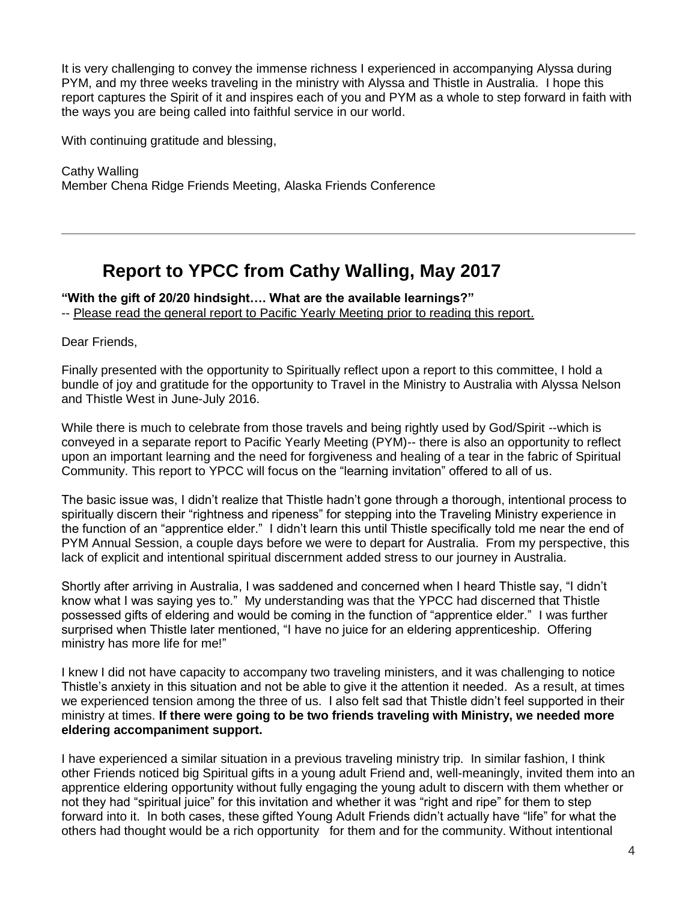It is very challenging to convey the immense richness I experienced in accompanying Alyssa during PYM, and my three weeks traveling in the ministry with Alyssa and Thistle in Australia. I hope this report captures the Spirit of it and inspires each of you and PYM as a whole to step forward in faith with the ways you are being called into faithful service in our world.

With continuing gratitude and blessing,

Cathy Walling
Member Chena Ridge Friends Meeting, Alaska Friends Conference

---

## Report to YPCC from Cathy Walling, May 2017

**"With the gift of 20/20 hindsight…. What are the available learnings?"**
-- Please read the general report to Pacific Yearly Meeting prior to reading this report.

Dear Friends,

Finally presented with the opportunity to Spiritually reflect upon a report to this committee, I hold a bundle of joy and gratitude for the opportunity to Travel in the Ministry to Australia with Alyssa Nelson and Thistle West in June-July 2016.

While there is much to celebrate from those travels and being rightly used by God/Spirit --which is conveyed in a separate report to Pacific Yearly Meeting (PYM)-- there is also an opportunity to reflect upon an important learning and the need for forgiveness and healing of a tear in the fabric of Spiritual Community. This report to YPCC will focus on the "learning invitation" offered to all of us.

The basic issue was, I didn't realize that Thistle hadn't gone through a thorough, intentional process to spiritually discern their "rightness and ripeness" for stepping into the Traveling Ministry experience in the function of an "apprentice elder." I didn't learn this until Thistle specifically told me near the end of PYM Annual Session, a couple days before we were to depart for Australia. From my perspective, this lack of explicit and intentional spiritual discernment added stress to our journey in Australia.

Shortly after arriving in Australia, I was saddened and concerned when I heard Thistle say, "I didn't know what I was saying yes to." My understanding was that the YPCC had discerned that Thistle possessed gifts of eldering and would be coming in the function of "apprentice elder." I was further surprised when Thistle later mentioned, "I have no juice for an eldering apprenticeship. Offering ministry has more life for me!"

I knew I did not have capacity to accompany two traveling ministers, and it was challenging to notice Thistle's anxiety in this situation and not be able to give it the attention it needed. As a result, at times we experienced tension among the three of us. I also felt sad that Thistle didn't feel supported in their ministry at times. **If there were going to be two friends traveling with Ministry, we needed more eldering accompaniment support.**

I have experienced a similar situation in a previous traveling ministry trip. In similar fashion, I think other Friends noticed big Spiritual gifts in a young adult Friend and, well-meaningly, invited them into an apprentice eldering opportunity without fully engaging the young adult to discern with them whether or not they had "spiritual juice" for this invitation and whether it was "right and ripe" for them to step forward into it. In both cases, these gifted Young Adult Friends didn't actually have "life" for what the others had thought would be a rich opportunity for them and for the community. Without intentional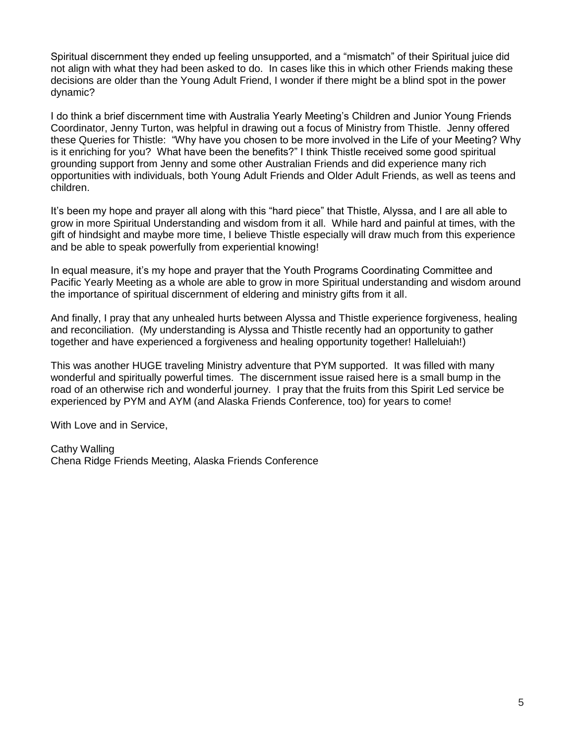Spiritual discernment they ended up feeling unsupported, and a "mismatch" of their Spiritual juice did not align with what they had been asked to do. In cases like this in which other Friends making these decisions are older than the Young Adult Friend, I wonder if there might be a blind spot in the power dynamic?

I do think a brief discernment time with Australia Yearly Meeting's Children and Junior Young Friends Coordinator, Jenny Turton, was helpful in drawing out a focus of Ministry from Thistle. Jenny offered these Queries for Thistle: "Why have you chosen to be more involved in the Life of your Meeting? Why is it enriching for you? What have been the benefits?" I think Thistle received some good spiritual grounding support from Jenny and some other Australian Friends and did experience many rich opportunities with individuals, both Young Adult Friends and Older Adult Friends, as well as teens and children.

It's been my hope and prayer all along with this "hard piece" that Thistle, Alyssa, and I are all able to grow in more Spiritual Understanding and wisdom from it all. While hard and painful at times, with the gift of hindsight and maybe more time, I believe Thistle especially will draw much from this experience and be able to speak powerfully from experiential knowing!

In equal measure, it's my hope and prayer that the Youth Programs Coordinating Committee and Pacific Yearly Meeting as a whole are able to grow in more Spiritual understanding and wisdom around the importance of spiritual discernment of eldering and ministry gifts from it all.

And finally, I pray that any unhealed hurts between Alyssa and Thistle experience forgiveness, healing and reconciliation. (My understanding is Alyssa and Thistle recently had an opportunity to gather together and have experienced a forgiveness and healing opportunity together! Halleluiah!)

This was another HUGE traveling Ministry adventure that PYM supported. It was filled with many wonderful and spiritually powerful times. The discernment issue raised here is a small bump in the road of an otherwise rich and wonderful journey. I pray that the fruits from this Spirit Led service be experienced by PYM and AYM (and Alaska Friends Conference, too) for years to come!

With Love and in Service,

Cathy Walling  
Chena Ridge Friends Meeting, Alaska Friends Conference